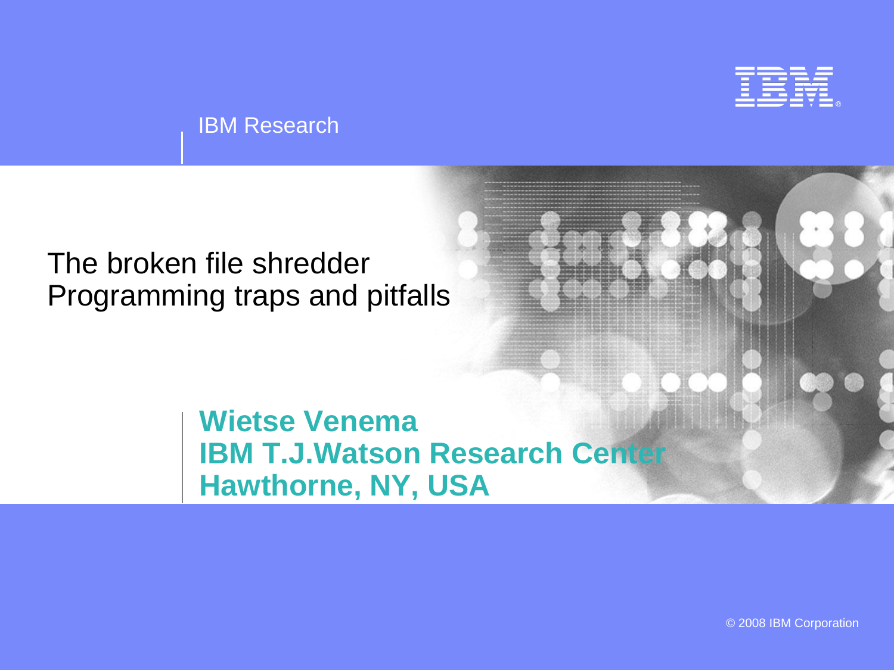IBM Research

# The broken file shredder
## Programming traps and pitfalls

**Wietse Venema**
**IBM T.J.Watson Research Center**
**Hawthorne, NY, USA**

© 2008 IBM Corporation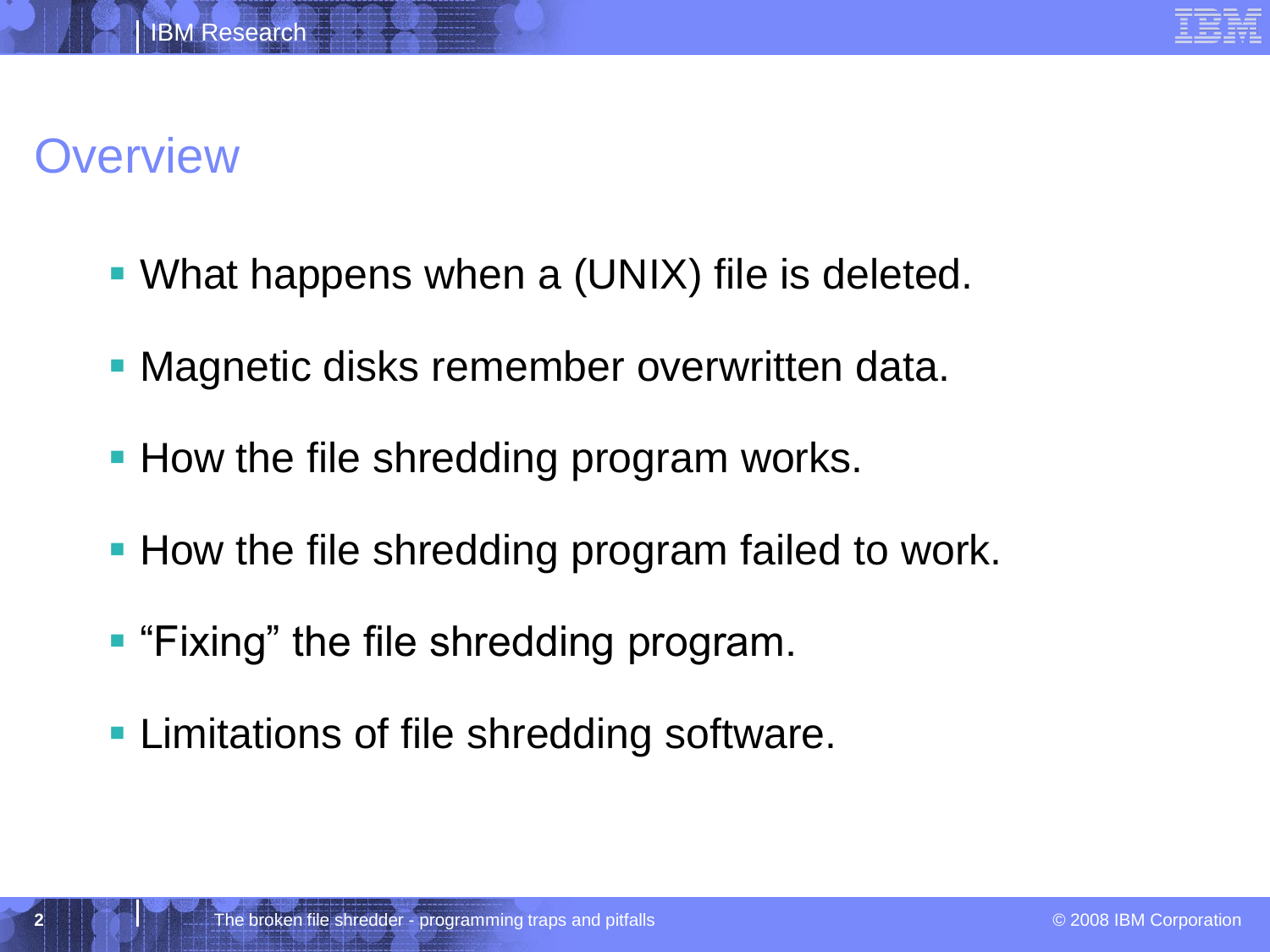# Overview

- What happens when a (UNIX) file is deleted.
- Magnetic disks remember overwritten data.
- How the file shredding program works.
- How the file shredding program failed to work.
- “Fixing” the file shredding program.
- Limitations of file shredding software.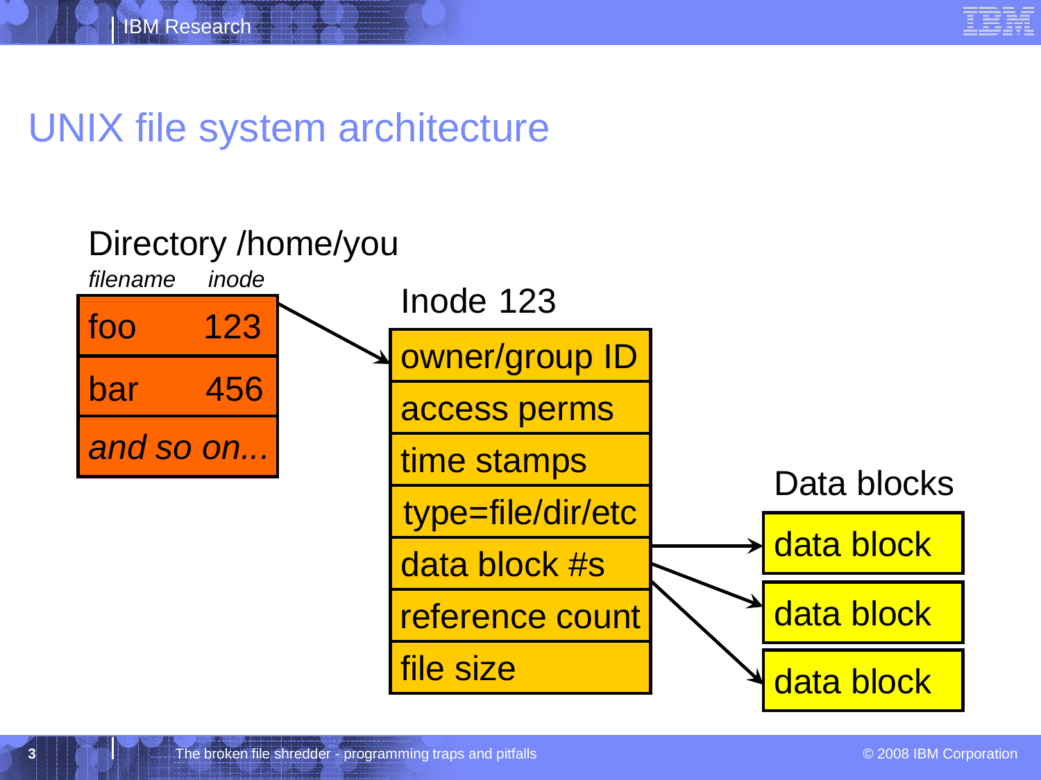# UNIX file system architecture

**Directory /home/you**

| *filename* | *inode* |
| --- | --- |
| foo | 123 |
| bar | 456 |
| *and so on...* | |

**Inode 123**

- owner/group ID
- access perms
- time stamps
- type=file/dir/etc
- data block #s
- reference count
- file size

**Data blocks**

- data block
- data block
- data block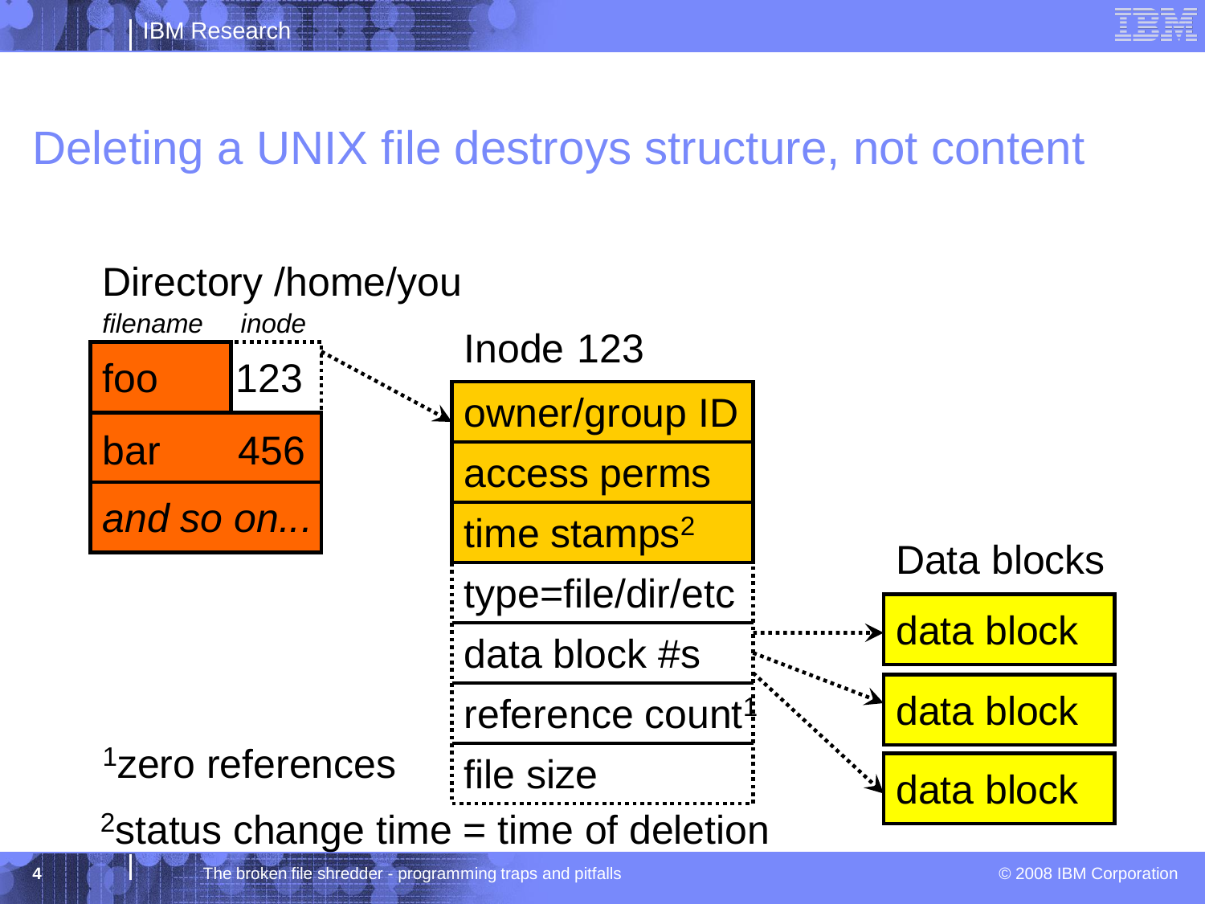# Deleting a UNIX file destroys structure, not content

**Directory /home/you**

| *filename* | *inode* |
|---|---|
| foo | 123 |
| bar | 456 |
| *and so on...* | |

**Inode 123**

- owner/group ID
- access perms
- time stamps[2]
- type=file/dir/etc
- data block #s
- reference count[1]
- file size

**Data blocks**

- data block
- data block
- data block

[1]zero references

[2]status change time = time of deletion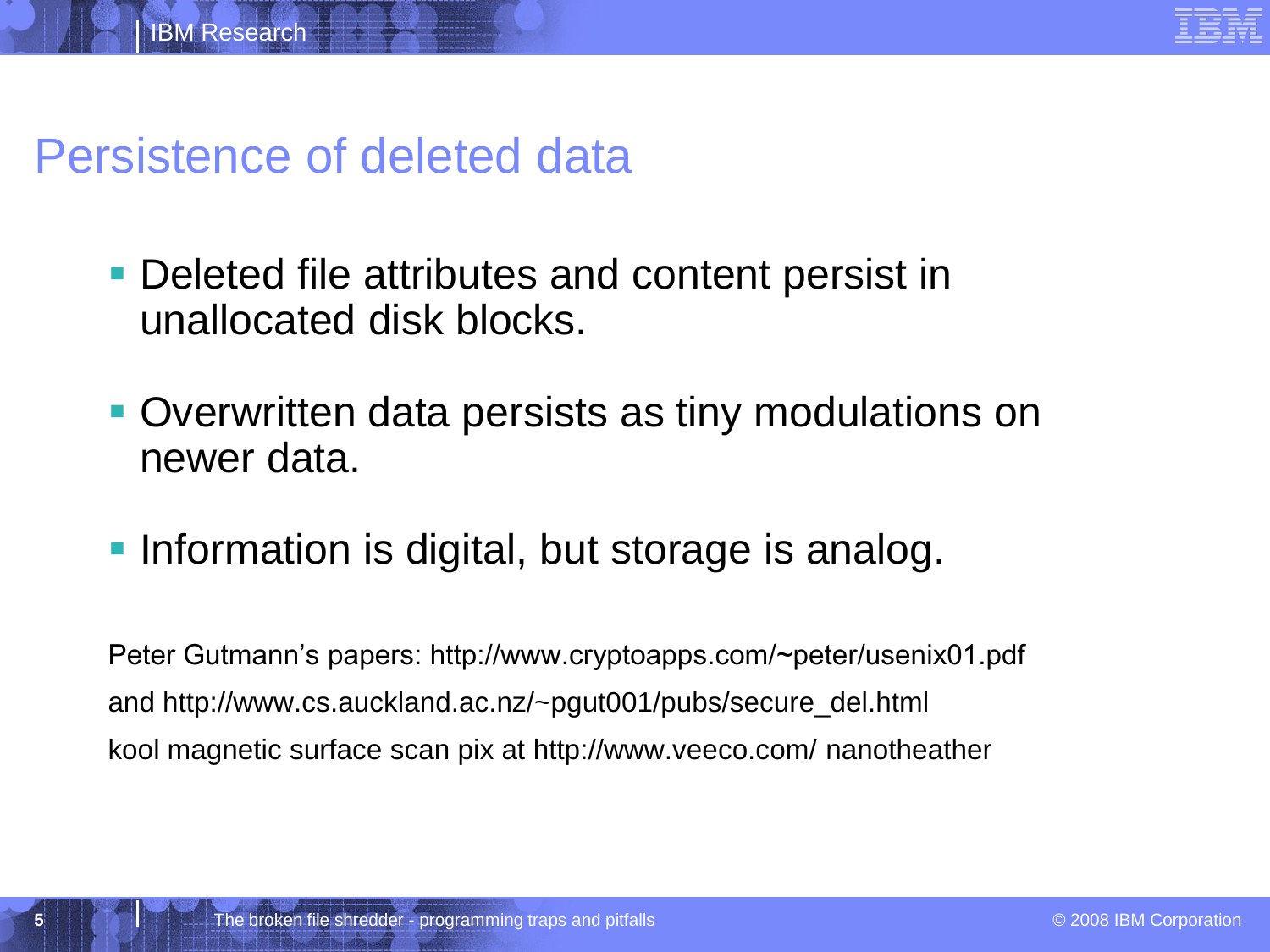# Persistence of deleted data

- Deleted file attributes and content persist in unallocated disk blocks.
- Overwritten data persists as tiny modulations on newer data.
- Information is digital, but storage is analog.

Peter Gutmann's papers: http://www.cryptoapps.com/~peter/usenix01.pdf and http://www.cs.auckland.ac.nz/~pgut001/pubs/secure_del.html
kool magnetic surface scan pix at http://www.veeco.com/ nanotheather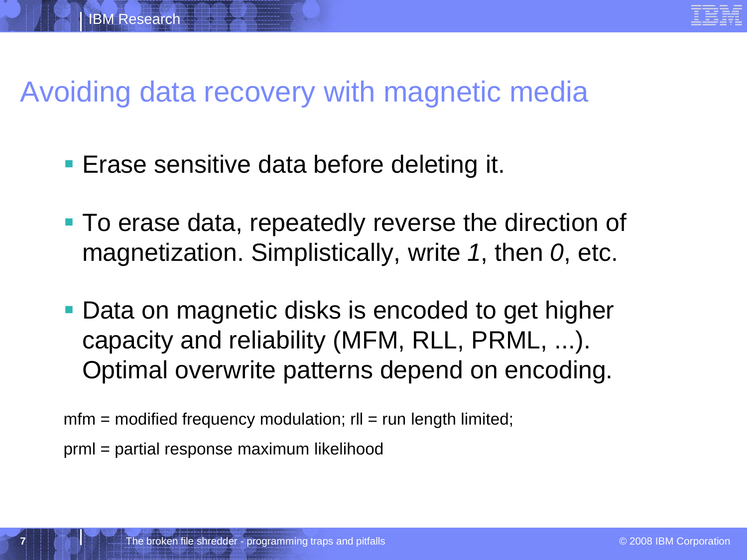# Avoiding data recovery with magnetic media

- Erase sensitive data before deleting it.
- To erase data, repeatedly reverse the direction of magnetization. Simplistically, write *1*, then *0*, etc.
- Data on magnetic disks is encoded to get higher capacity and reliability (MFM, RLL, PRML, ...). Optimal overwrite patterns depend on encoding.

mfm = modified frequency modulation; rll = run length limited;

prml = partial response maximum likelihood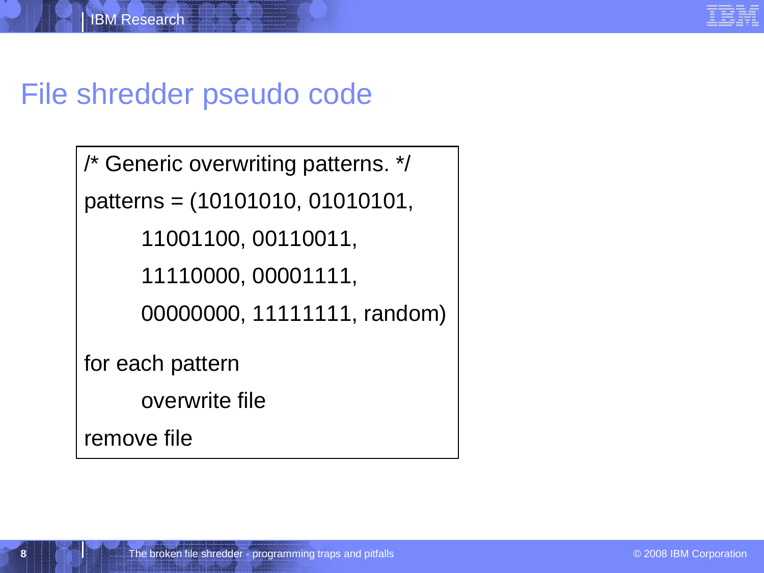# File shredder pseudo code

```
/* Generic overwriting patterns. */
patterns = (10101010, 01010101,
        11001100, 00110011,
        11110000, 00001111,
        00000000, 11111111, random)

for each pattern
        overwrite file
remove file
```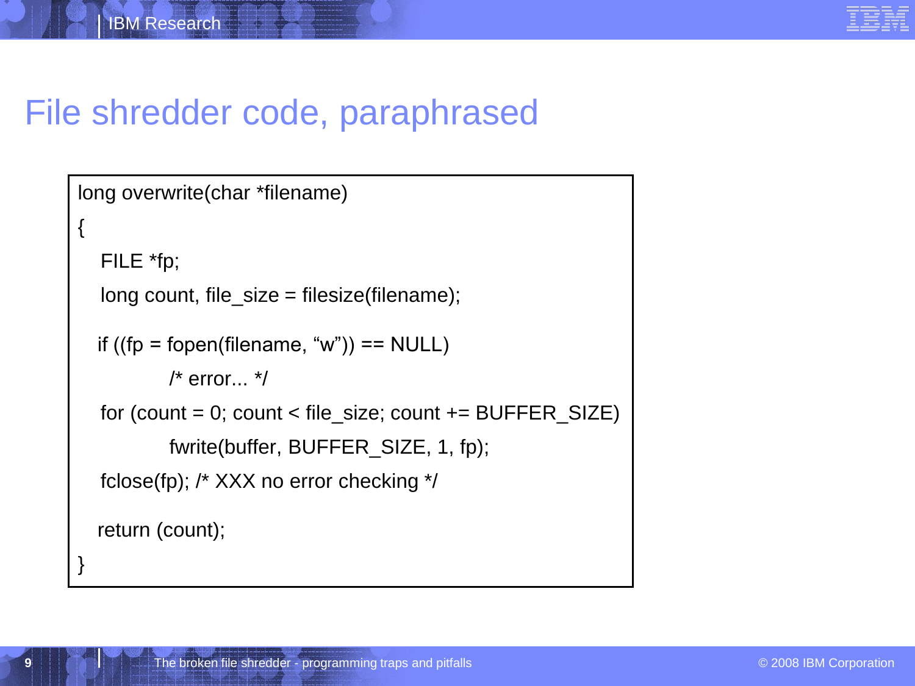# File shredder code, paraphrased

```
long overwrite(char *filename)
{
    FILE *fp;
    long count, file_size = filesize(filename);

   if ((fp = fopen(filename, “w”)) == NULL)
            /* error... */
    for (count = 0; count < file_size; count += BUFFER_SIZE)
            fwrite(buffer, BUFFER_SIZE, 1, fp);
    fclose(fp); /* XXX no error checking */

   return (count);
}
```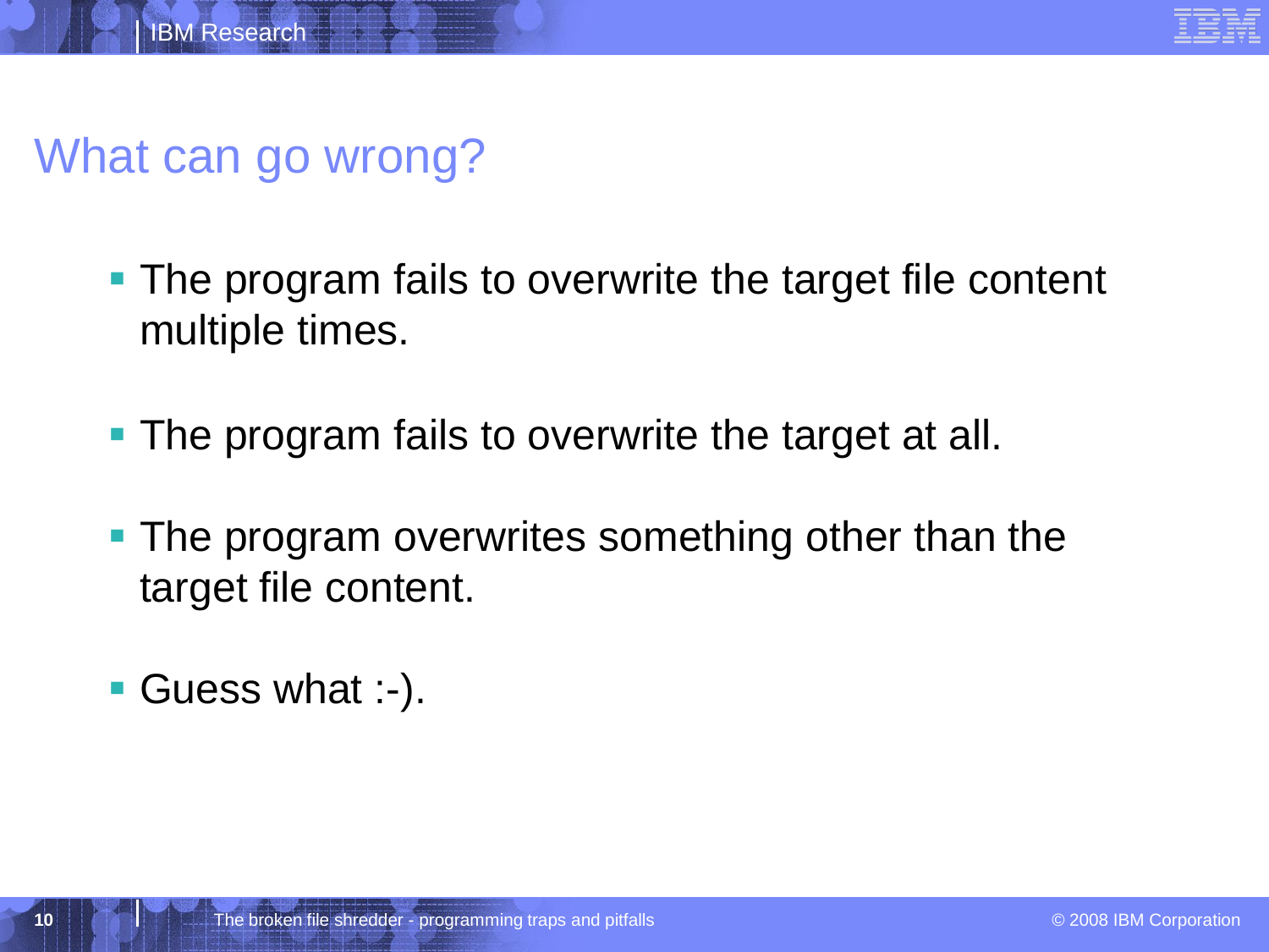# What can go wrong?

- The program fails to overwrite the target file content multiple times.
- The program fails to overwrite the target at all.
- The program overwrites something other than the target file content.
- Guess what :-).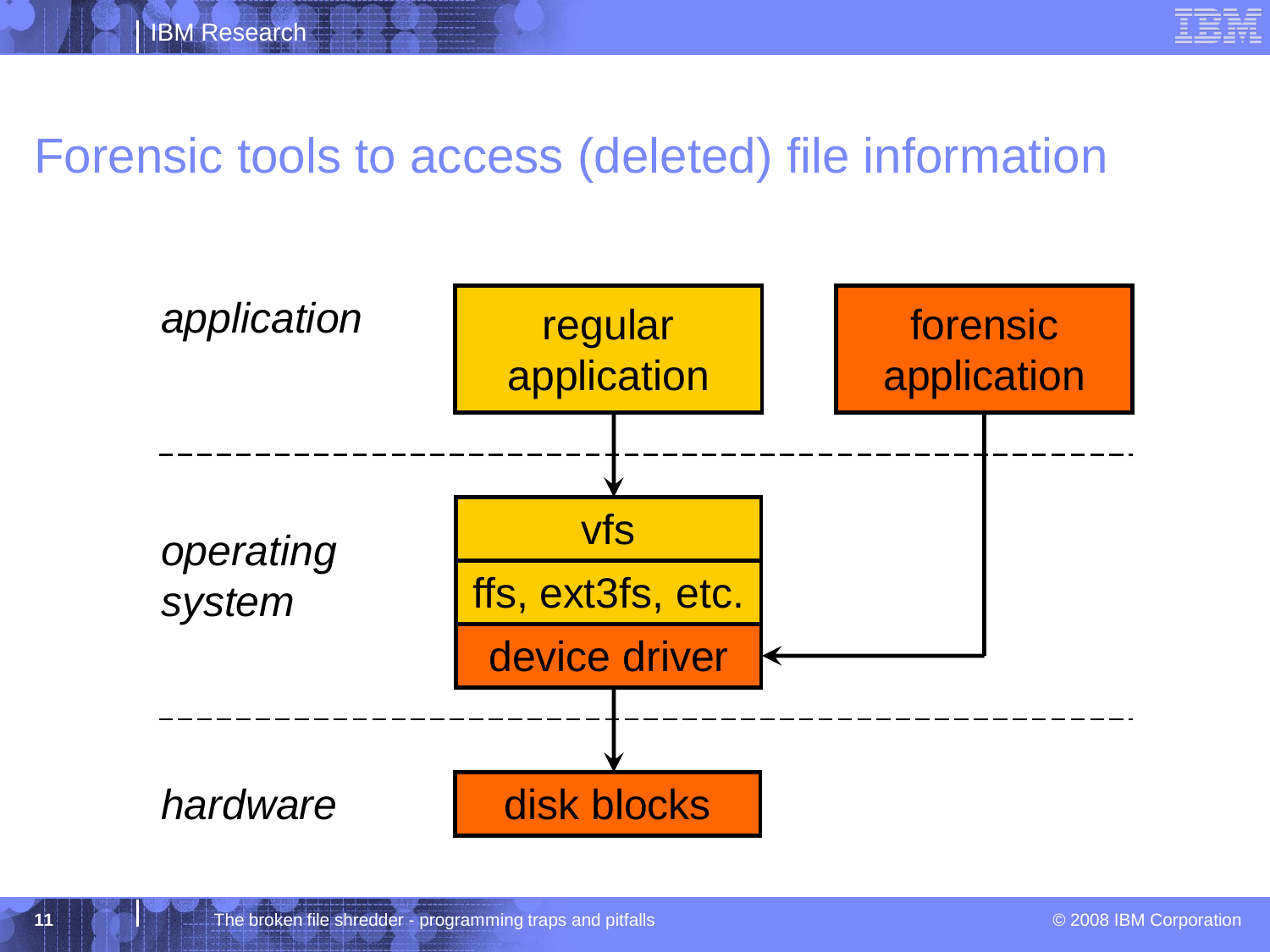# Forensic tools to access (deleted) file information

| | | |
|---|---|---|
| *application* | regular application | forensic application |
| *operating system* | vfs | |
| | ffs, ext3fs, etc. | |
| | device driver | |
| *hardware* | disk blocks | |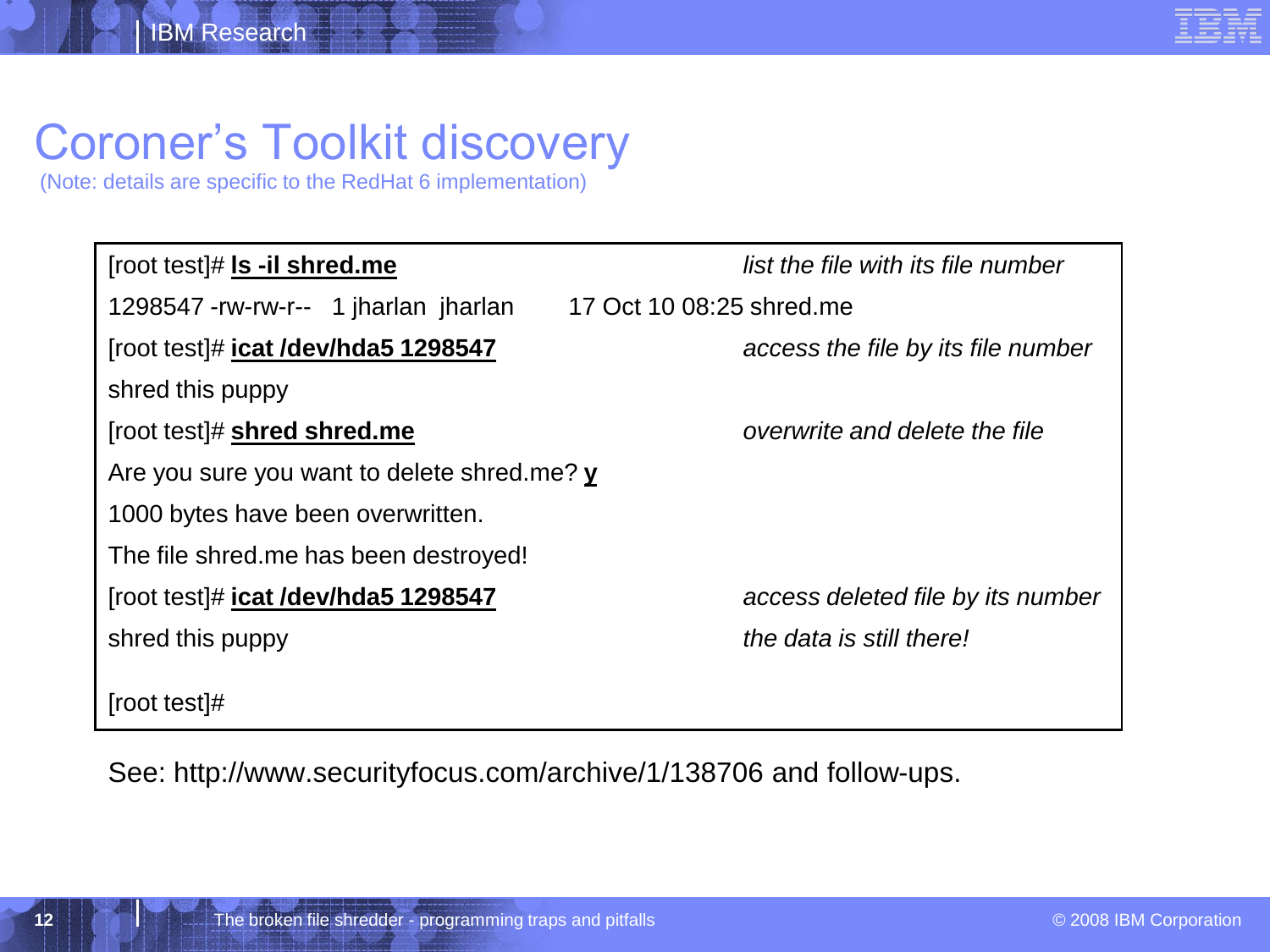# Coroner's Toolkit discovery

(Note: details are specific to the RedHat 6 implementation)

| | |
|---|---|
| [root test]# **ls -il shred.me** | *list the file with its file number* |
| 1298547 -rw-rw-r-- 1 jharlan jharlan 17 Oct 10 08:25 shred.me | |
| [root test]# **icat /dev/hda5 1298547** | *access the file by its file number* |
| shred this puppy | |
| [root test]# **shred shred.me** | *overwrite and delete the file* |
| Are you sure you want to delete shred.me? **y** | |
| 1000 bytes have been overwritten. | |
| The file shred.me has been destroyed! | |
| [root test]# **icat /dev/hda5 1298547** | *access deleted file by its number* |
| shred this puppy | *the data is still there!* |
| [root test]# | |

See: http://www.securityfocus.com/archive/1/138706 and follow-ups.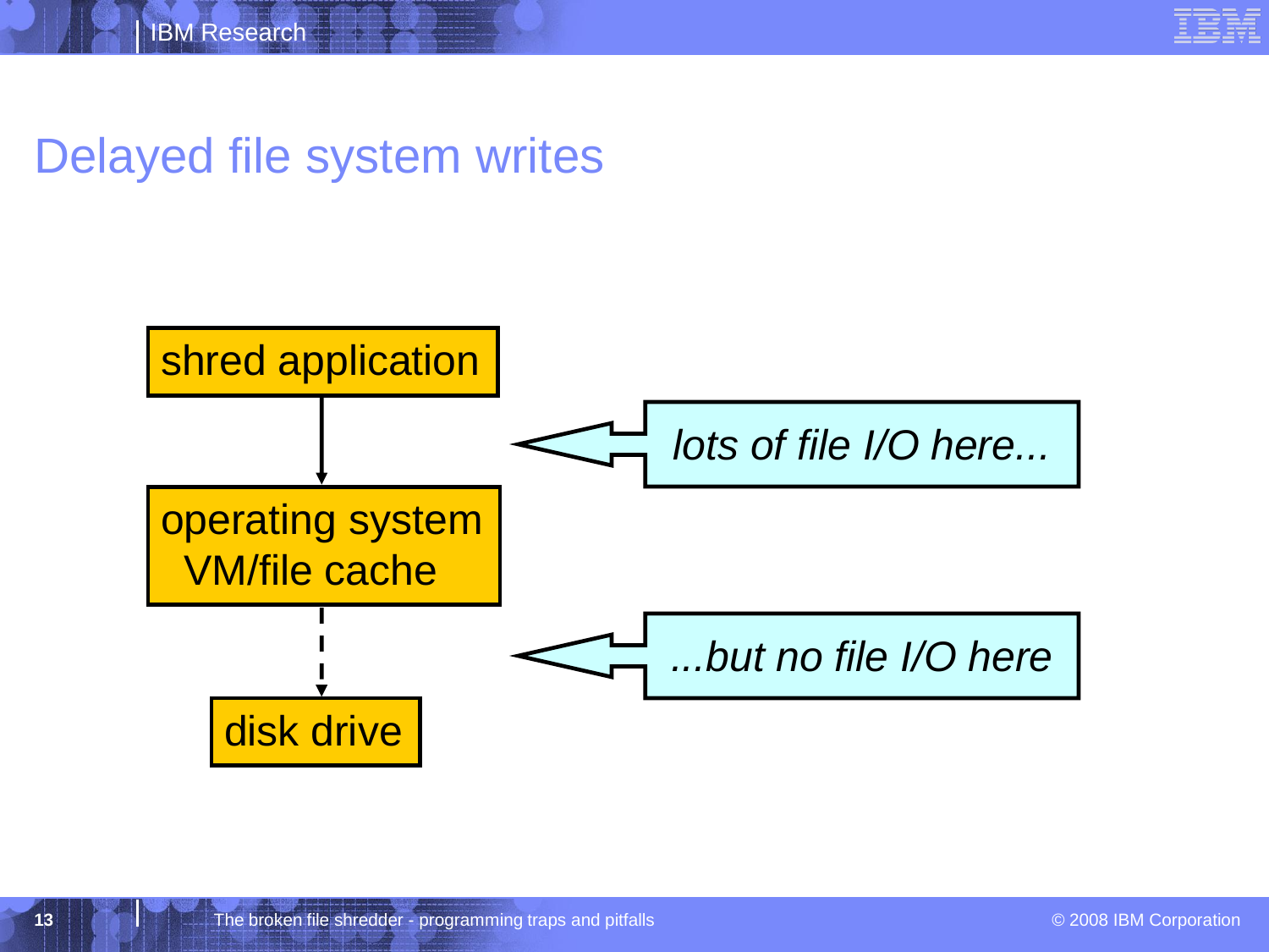# Delayed file system writes

shred application

operating system VM/file cache

disk drive

*lots of file I/O here...*

*...but no file I/O here*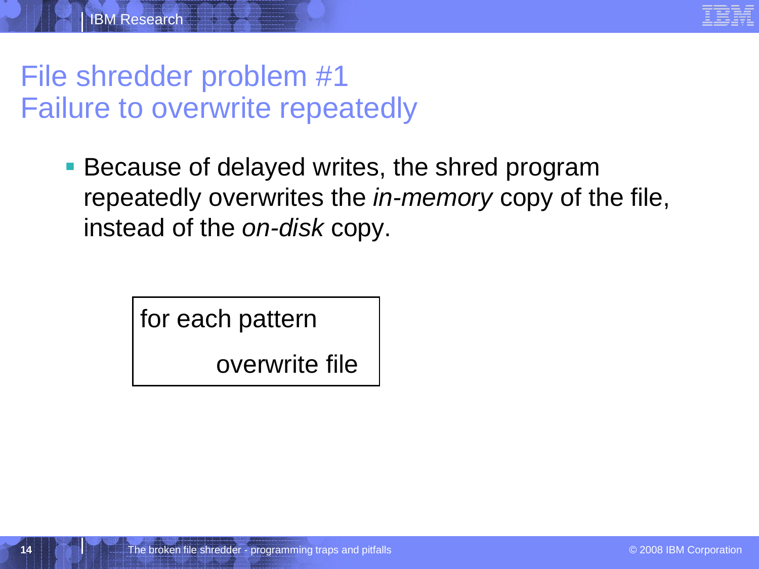# File shredder problem #1
# Failure to overwrite repeatedly

- Because of delayed writes, the shred program repeatedly overwrites the *in-memory* copy of the file, instead of the *on-disk* copy.

```
for each pattern
        overwrite file
```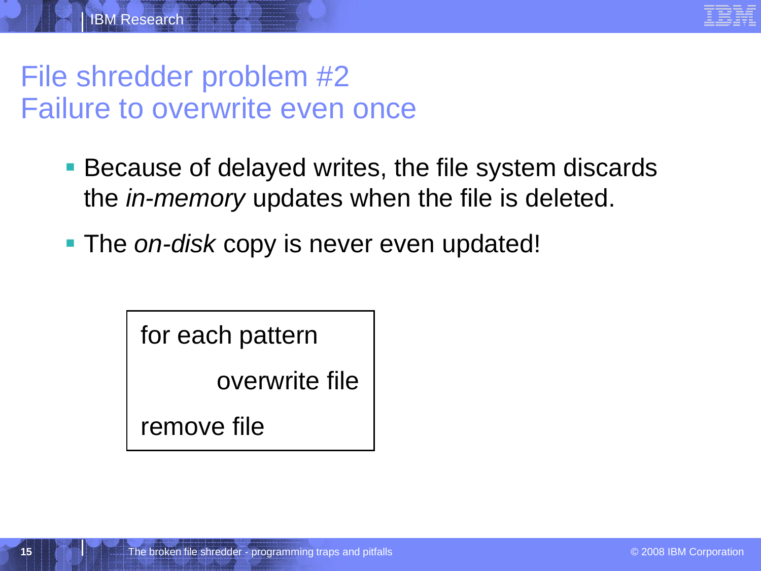# File shredder problem #2
# Failure to overwrite even once

- Because of delayed writes, the file system discards the *in-memory* updates when the file is deleted.
- The *on-disk* copy is never even updated!

```
for each pattern
        overwrite file
remove file
```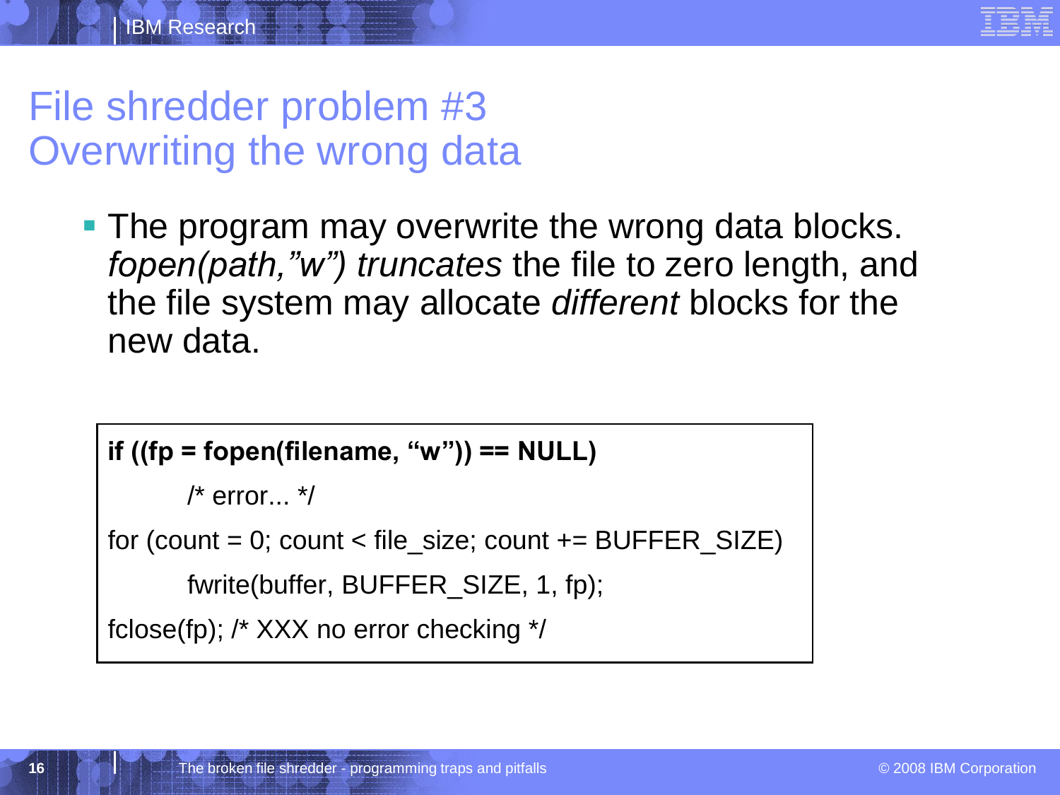# File shredder problem #3
# Overwriting the wrong data

- The program may overwrite the wrong data blocks. *fopen(path,"w") truncates* the file to zero length, and the file system may allocate *different* blocks for the new data.

```
if ((fp = fopen(filename, "w")) == NULL)
        /* error... */
for (count = 0; count < file_size; count += BUFFER_SIZE)
        fwrite(buffer, BUFFER_SIZE, 1, fp);
fclose(fp); /* XXX no error checking */
```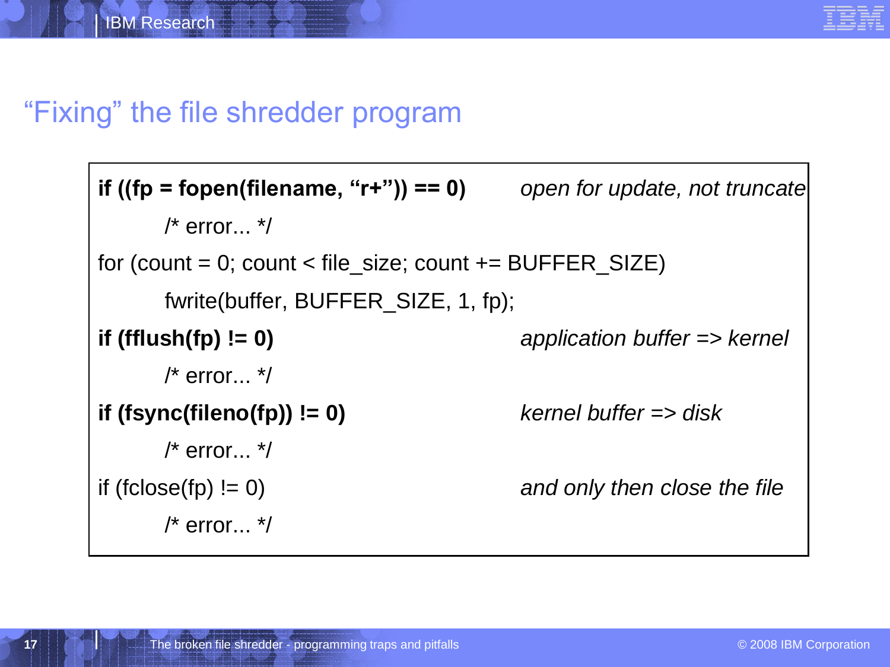# “Fixing” the file shredder program

```
if ((fp = fopen(filename, “r+”)) == 0)          open for update, not truncate
        /* error... */
for (count = 0; count < file_size; count += BUFFER_SIZE)
        fwrite(buffer, BUFFER_SIZE, 1, fp);
if (fflush(fp) != 0)                            application buffer => kernel
        /* error... */
if (fsync(fileno(fp)) != 0)                     kernel buffer => disk
        /* error... */
if (fclose(fp) != 0)                            and only then close the file
        /* error... */
```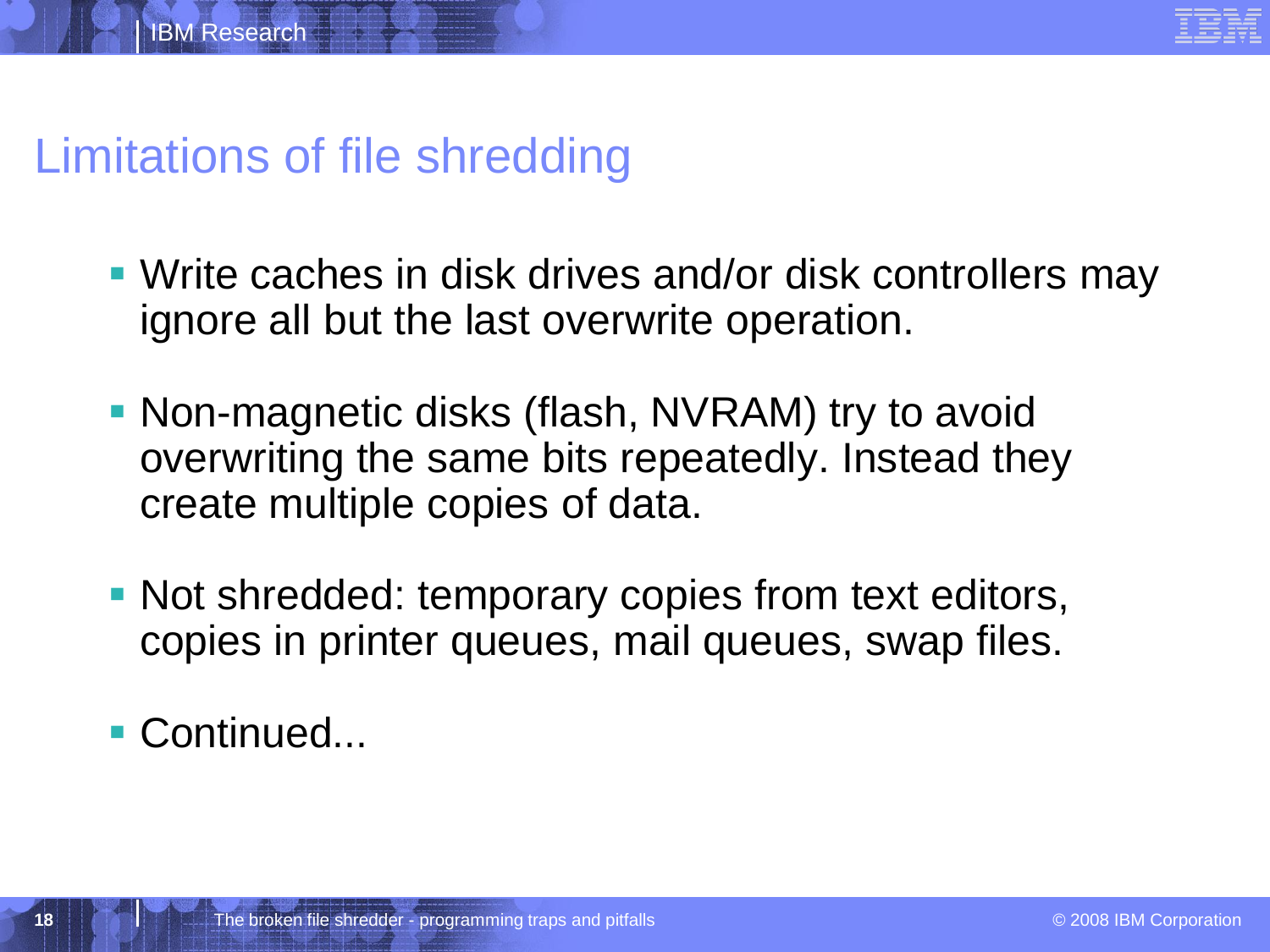# Limitations of file shredding

- Write caches in disk drives and/or disk controllers may ignore all but the last overwrite operation.
- Non-magnetic disks (flash, NVRAM) try to avoid overwriting the same bits repeatedly. Instead they create multiple copies of data.
- Not shredded: temporary copies from text editors, copies in printer queues, mail queues, swap files.
- Continued...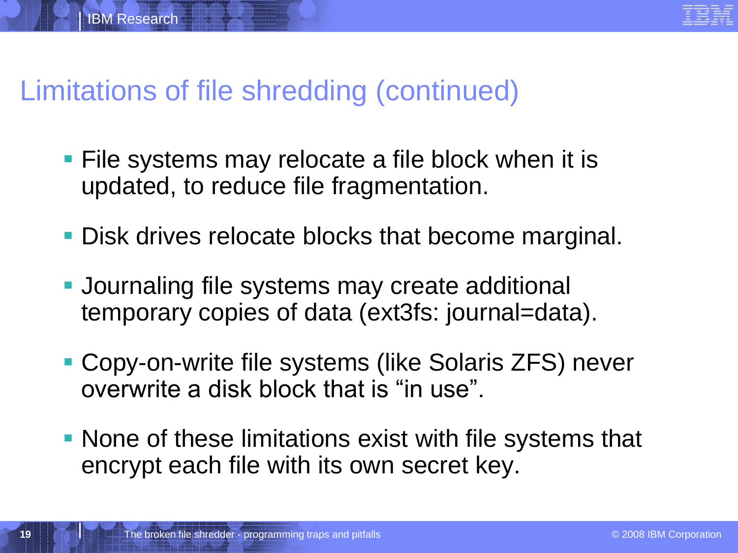# Limitations of file shredding (continued)

- File systems may relocate a file block when it is updated, to reduce file fragmentation.
- Disk drives relocate blocks that become marginal.
- Journaling file systems may create additional temporary copies of data (ext3fs: journal=data).
- Copy-on-write file systems (like Solaris ZFS) never overwrite a disk block that is “in use”.
- None of these limitations exist with file systems that encrypt each file with its own secret key.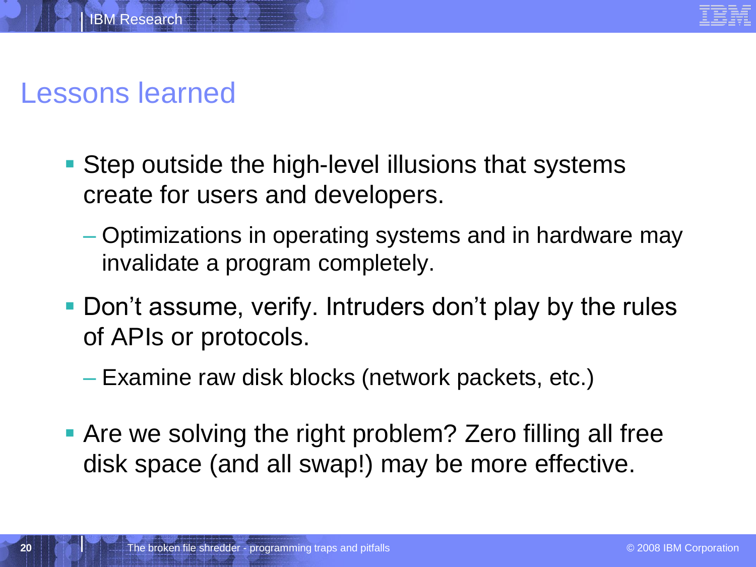# Lessons learned

- Step outside the high-level illusions that systems create for users and developers.
  - Optimizations in operating systems and in hardware may invalidate a program completely.
- Don't assume, verify. Intruders don't play by the rules of APIs or protocols.
  - Examine raw disk blocks (network packets, etc.)
- Are we solving the right problem? Zero filling all free disk space (and all swap!) may be more effective.